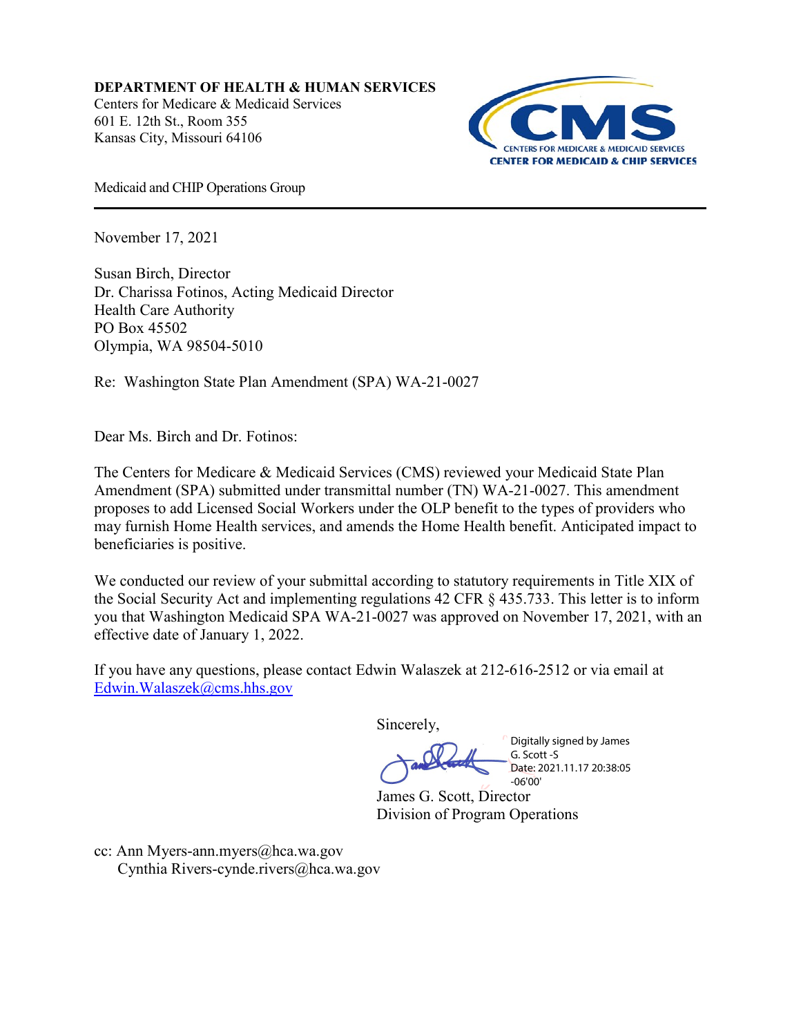**DEPARTMENT OF HEALTH & HUMAN SERVICES**
Centers for Medicare & Medicaid Services
601 E. 12th St., Room 355
Kansas City, Missouri 64106

CMS
CENTERS FOR MEDICARE & MEDICAID SERVICES
CENTER FOR MEDICAID & CHIP SERVICES

Medicaid and CHIP Operations Group

---

November 17, 2021

Susan Birch, Director
Dr. Charissa Fotinos, Acting Medicaid Director
Health Care Authority
PO Box 45502
Olympia, WA 98504-5010

Re: Washington State Plan Amendment (SPA) WA-21-0027

Dear Ms. Birch and Dr. Fotinos:

The Centers for Medicare & Medicaid Services (CMS) reviewed your Medicaid State Plan Amendment (SPA) submitted under transmittal number (TN) WA-21-0027. This amendment proposes to add Licensed Social Workers under the OLP benefit to the types of providers who may furnish Home Health services, and amends the Home Health benefit. Anticipated impact to beneficiaries is positive.

We conducted our review of your submittal according to statutory requirements in Title XIX of the Social Security Act and implementing regulations 42 CFR § 435.733. This letter is to inform you that Washington Medicaid SPA WA-21-0027 was approved on November 17, 2021, with an effective date of January 1, 2022.

If you have any questions, please contact Edwin Walaszek at 212-616-2512 or via email at Edwin.Walaszek@cms.hhs.gov

Sincerely,

Digitally signed by James G. Scott -S
Date: 2021.11.17 20:38:05 -06'00'

James G. Scott, Director
Division of Program Operations

cc: Ann Myers-ann.myers@hca.wa.gov
Cynthia Rivers-cynde.rivers@hca.wa.gov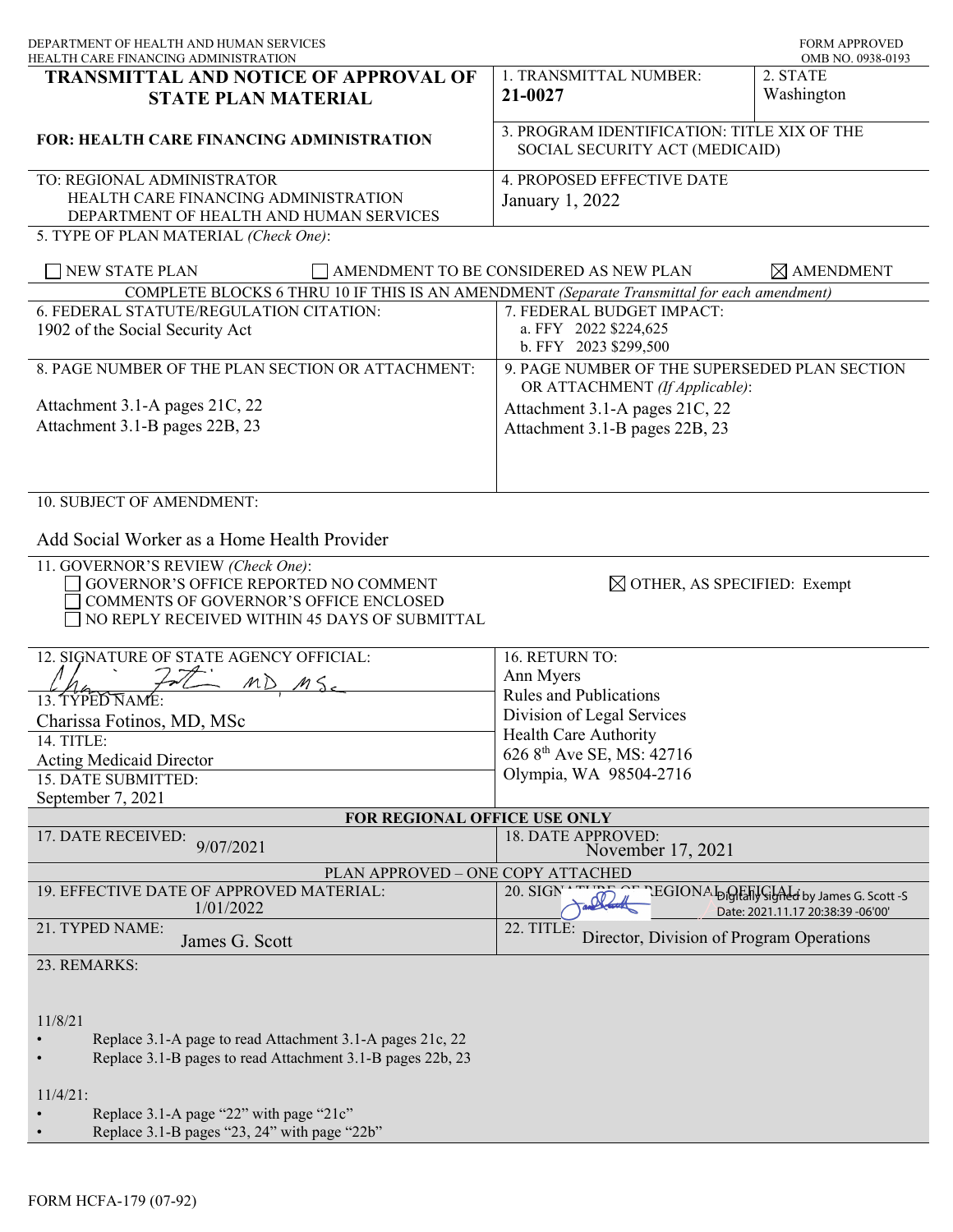DEPARTMENT OF HEALTH AND HUMAN SERVICES
HEALTH CARE FINANCING ADMINISTRATION

FORM APPROVED
OMB NO. 0938-0193

# TRANSMITTAL AND NOTICE OF APPROVAL OF STATE PLAN MATERIAL

**FOR: HEALTH CARE FINANCING ADMINISTRATION**

| | |
|---|---|
| 1. TRANSMITTAL NUMBER: **21-0027** | 2. STATE: Washington |
| 3. PROGRAM IDENTIFICATION: TITLE XIX OF THE SOCIAL SECURITY ACT (MEDICAID) | |

TO: REGIONAL ADMINISTRATOR
HEALTH CARE FINANCING ADMINISTRATION
DEPARTMENT OF HEALTH AND HUMAN SERVICES

4. PROPOSED EFFECTIVE DATE: January 1, 2022

5. TYPE OF PLAN MATERIAL *(Check One)*:

☐ NEW STATE PLAN ☐ AMENDMENT TO BE CONSIDERED AS NEW PLAN ☒ AMENDMENT

COMPLETE BLOCKS 6 THRU 10 IF THIS IS AN AMENDMENT *(Separate Transmittal for each amendment)*

| | |
|---|---|
| 6. FEDERAL STATUTE/REGULATION CITATION: 1902 of the Social Security Act | 7. FEDERAL BUDGET IMPACT: a. FFY 2022 $224,625 b. FFY 2023 $299,500 |
| 8. PAGE NUMBER OF THE PLAN SECTION OR ATTACHMENT: Attachment 3.1-A pages 21C, 22 Attachment 3.1-B pages 22B, 23 | 9. PAGE NUMBER OF THE SUPERSEDED PLAN SECTION OR ATTACHMENT *(If Applicable)*: Attachment 3.1-A pages 21C, 22 Attachment 3.1-B pages 22B, 23 |

10. SUBJECT OF AMENDMENT:

Add Social Worker as a Home Health Provider

11. GOVERNOR'S REVIEW *(Check One)*:
☐ GOVERNOR'S OFFICE REPORTED NO COMMENT
☐ COMMENTS OF GOVERNOR'S OFFICE ENCLOSED
☐ NO REPLY RECEIVED WITHIN 45 DAYS OF SUBMITTAL
☒ OTHER, AS SPECIFIED: Exempt

| | |
|---|---|
| 12. SIGNATURE OF STATE AGENCY OFFICIAL: *(signature)* MD, MSc | 16. RETURN TO: Ann Myers Rules and Publications Division of Legal Services Health Care Authority 626 8th Ave SE, MS: 42716 Olympia, WA 98504-2716 |
| 13. TYPED NAME: Charissa Fotinos, MD, MSc | |
| 14. TITLE: Acting Medicaid Director | |
| 15. DATE SUBMITTED: September 7, 2021 | |

**FOR REGIONAL OFFICE USE ONLY**

| | |
|---|---|
| 17. DATE RECEIVED: 9/07/2021 | 18. DATE APPROVED: November 17, 2021 |

PLAN APPROVED – ONE COPY ATTACHED

| | |
|---|---|
| 19. EFFECTIVE DATE OF APPROVED MATERIAL: 1/01/2022 | 20. SIGNATURE OF REGIONAL OFFICIAL: Digitally signed by James G. Scott -S Date: 2021.11.17 20:38:39 -06'00' |
| 21. TYPED NAME: James G. Scott | 22. TITLE: Director, Division of Program Operations |

23. REMARKS:

11/8/21
- Replace 3.1-A page to read Attachment 3.1-A pages 21c, 22
- Replace 3.1-B pages to read Attachment 3.1-B pages 22b, 23

11/4/21:
- Replace 3.1-A page "22" with page "21c"
- Replace 3.1-B pages "23, 24" with page "22b"

FORM HCFA-179 (07-92)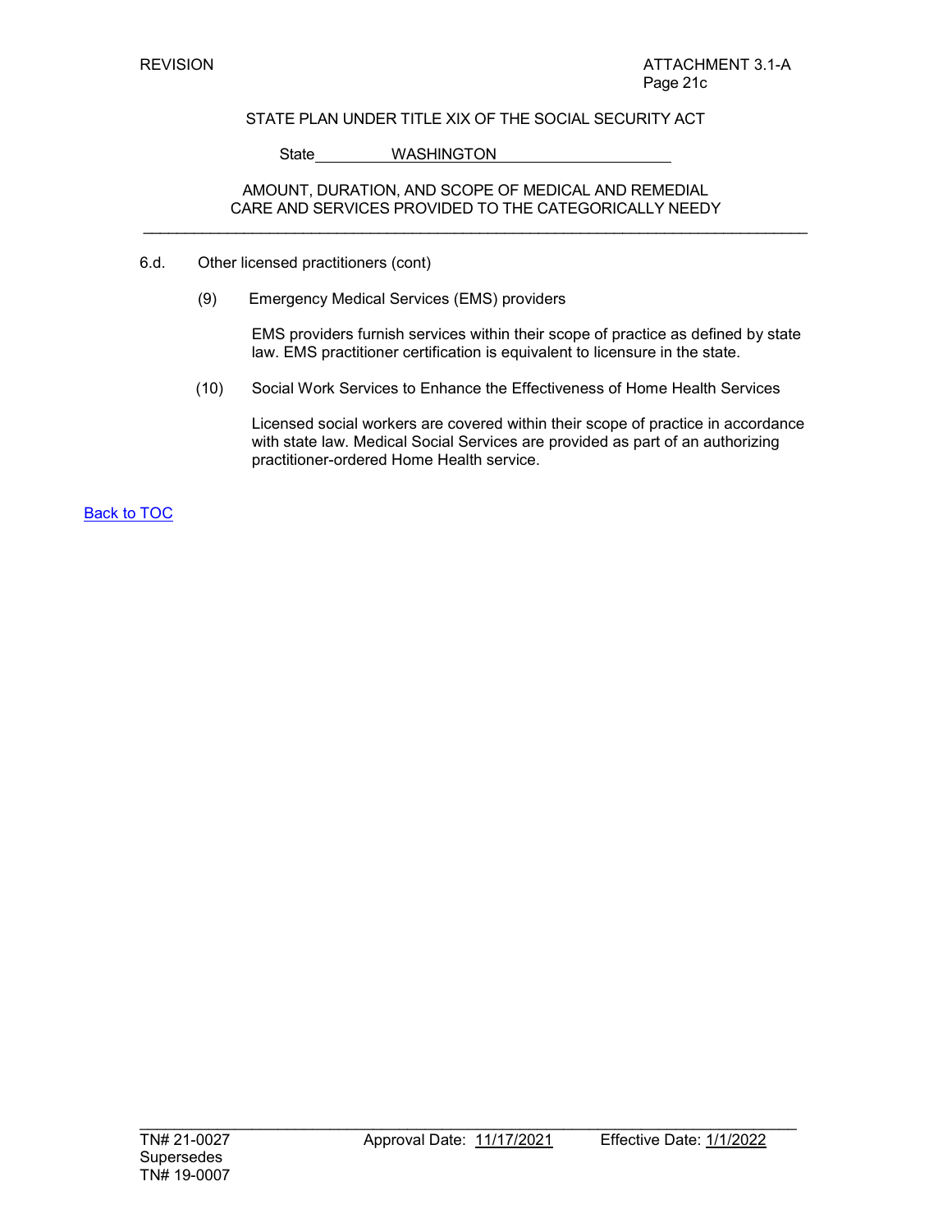REVISION

ATTACHMENT 3.1-A
Page 21c

STATE PLAN UNDER TITLE XIX OF THE SOCIAL SECURITY ACT

State WASHINGTON

AMOUNT, DURATION, AND SCOPE OF MEDICAL AND REMEDIAL CARE AND SERVICES PROVIDED TO THE CATEGORICALLY NEEDY

6.d. Other licensed practitioners (cont)

(9) Emergency Medical Services (EMS) providers

EMS providers furnish services within their scope of practice as defined by state law. EMS practitioner certification is equivalent to licensure in the state.

(10) Social Work Services to Enhance the Effectiveness of Home Health Services

Licensed social workers are covered within their scope of practice in accordance with state law. Medical Social Services are provided as part of an authorizing practitioner-ordered Home Health service.

Back to TOC

TN# 21-0027 Approval Date: 11/17/2021 Effective Date: 1/1/2022
Supersedes
TN# 19-0007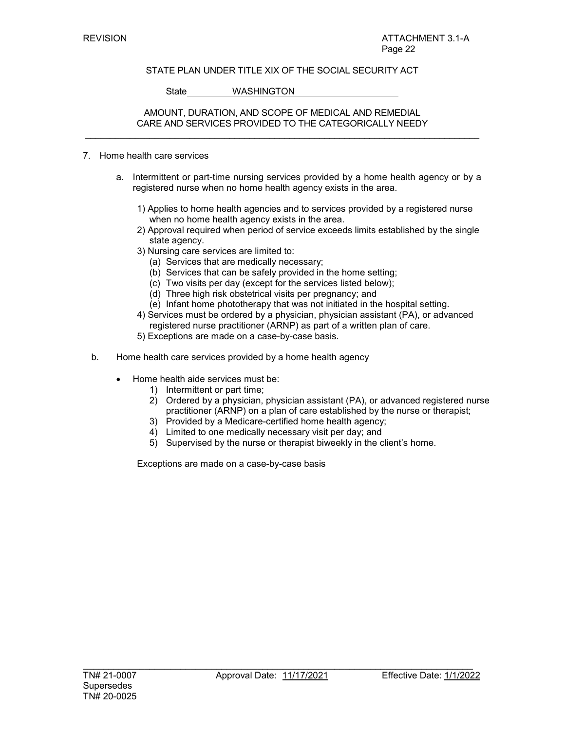STATE PLAN UNDER TITLE XIX OF THE SOCIAL SECURITY ACT

State WASHINGTON

AMOUNT, DURATION, AND SCOPE OF MEDICAL AND REMEDIAL CARE AND SERVICES PROVIDED TO THE CATEGORICALLY NEEDY

7. Home health care services

   a. Intermittent or part-time nursing services provided by a home health agency or by a registered nurse when no home health agency exists in the area.

      1) Applies to home health agencies and to services provided by a registered nurse when no home health agency exists in the area.
      2) Approval required when period of service exceeds limits established by the single state agency.
      3) Nursing care services are limited to:
         (a) Services that are medically necessary;
         (b) Services that can be safely provided in the home setting;
         (c) Two visits per day (except for the services listed below);
         (d) Three high risk obstetrical visits per pregnancy; and
         (e) Infant home phototherapy that was not initiated in the hospital setting.
      4) Services must be ordered by a physician, physician assistant (PA), or advanced registered nurse practitioner (ARNP) as part of a written plan of care.
      5) Exceptions are made on a case-by-case basis.

   b. Home health care services provided by a home health agency

      - Home health aide services must be:
        1) Intermittent or part time;
        2) Ordered by a physician, physician assistant (PA), or advanced registered nurse practitioner (ARNP) on a plan of care established by the nurse or therapist;
        3) Provided by a Medicare-certified home health agency;
        4) Limited to one medically necessary visit per day; and
        5) Supervised by the nurse or therapist biweekly in the client's home.

      Exceptions are made on a case-by-case basis

TN# 21-0007 Supersedes TN# 20-0025 | Approval Date: 11/17/2021 | Effective Date: 1/1/2022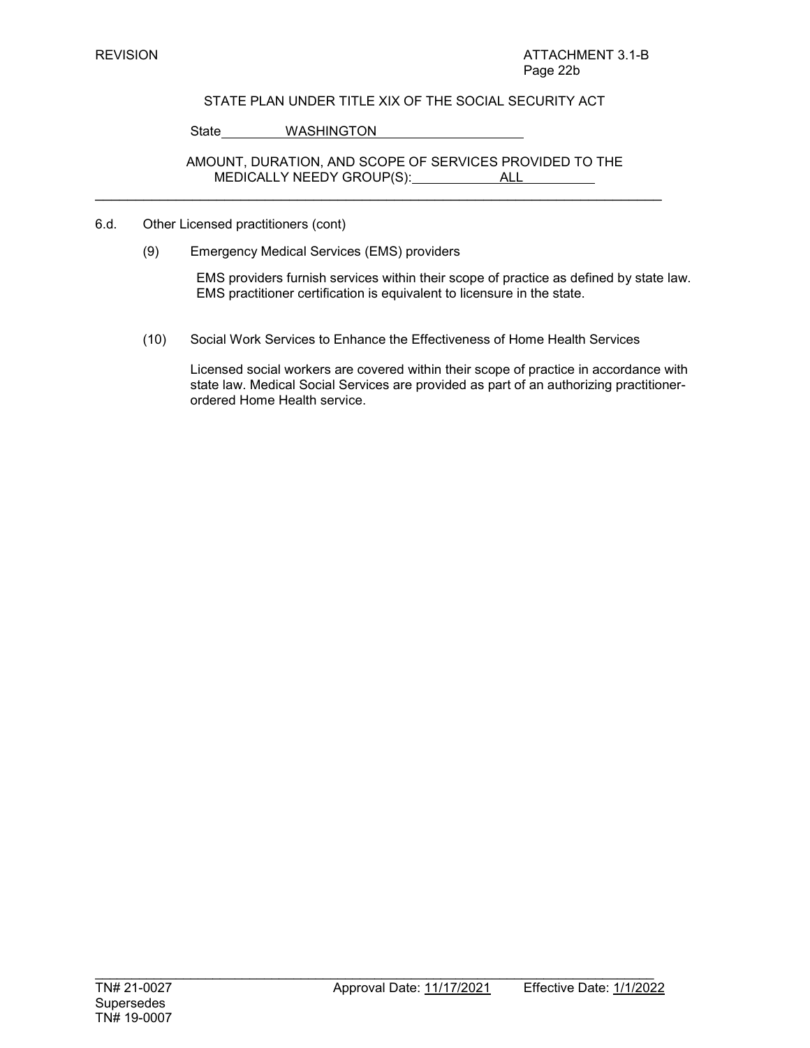REVISION ATTACHMENT 3.1-B
Page 22b

STATE PLAN UNDER TITLE XIX OF THE SOCIAL SECURITY ACT

State WASHINGTON

AMOUNT, DURATION, AND SCOPE OF SERVICES PROVIDED TO THE MEDICALLY NEEDY GROUP(S): ALL

---

6.d. Other Licensed practitioners (cont)

(9) Emergency Medical Services (EMS) providers

EMS providers furnish services within their scope of practice as defined by state law. EMS practitioner certification is equivalent to licensure in the state.

(10) Social Work Services to Enhance the Effectiveness of Home Health Services

Licensed social workers are covered within their scope of practice in accordance with state law. Medical Social Services are provided as part of an authorizing practitioner-ordered Home Health service.

---

TN# 21-0027 Approval Date: 11/17/2021 Effective Date: 1/1/2022
Supersedes
TN# 19-0007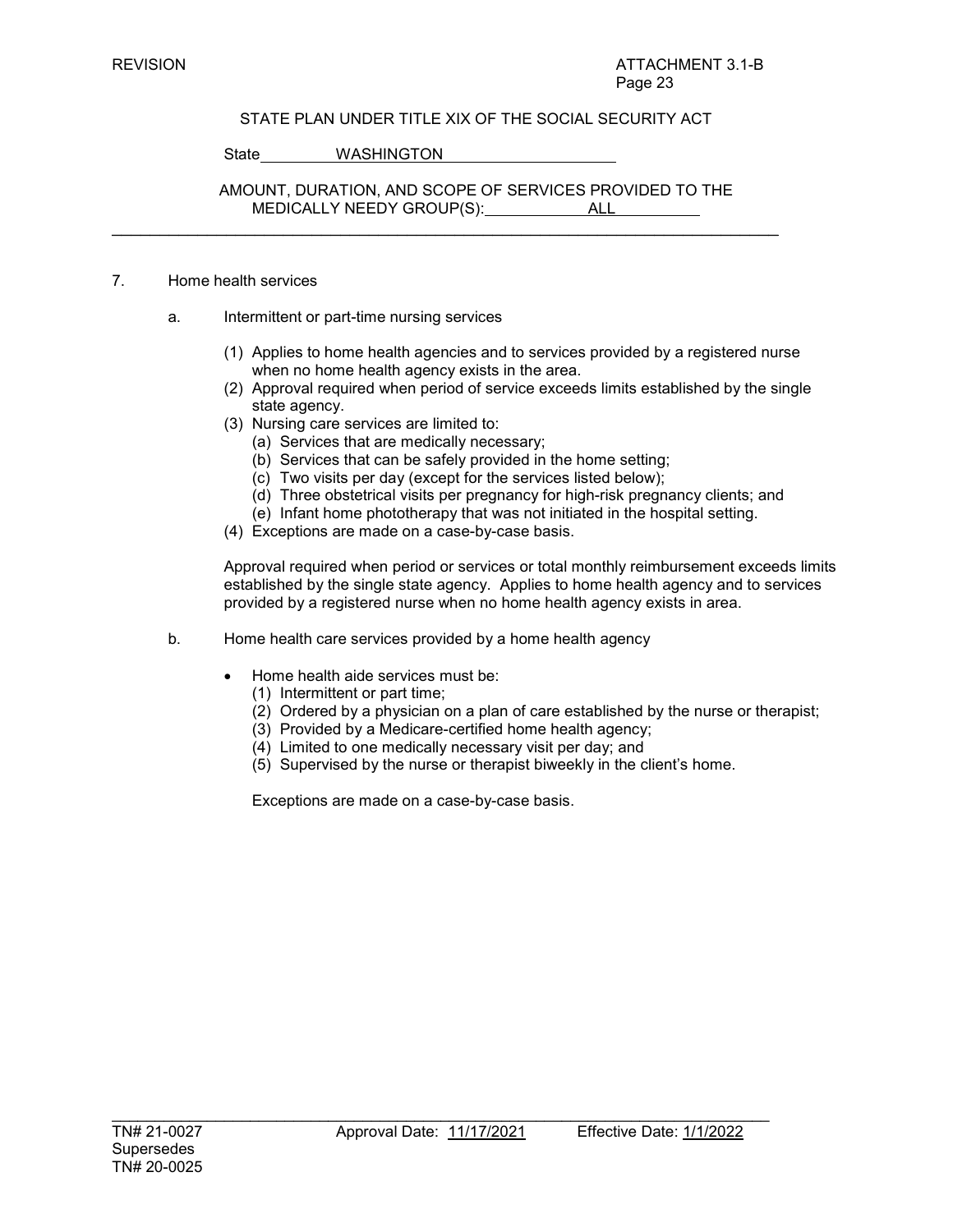REVISION ATTACHMENT 3.1-B
Page 23

STATE PLAN UNDER TITLE XIX OF THE SOCIAL SECURITY ACT

State WASHINGTON

AMOUNT, DURATION, AND SCOPE OF SERVICES PROVIDED TO THE MEDICALLY NEEDY GROUP(S): ALL

---

7. Home health services

   a. Intermittent or part-time nursing services

      (1) Applies to home health agencies and to services provided by a registered nurse when no home health agency exists in the area.
      (2) Approval required when period of service exceeds limits established by the single state agency.
      (3) Nursing care services are limited to:
         (a) Services that are medically necessary;
         (b) Services that can be safely provided in the home setting;
         (c) Two visits per day (except for the services listed below);
         (d) Three obstetrical visits per pregnancy for high-risk pregnancy clients; and
         (e) Infant home phototherapy that was not initiated in the hospital setting.
      (4) Exceptions are made on a case-by-case basis.

      Approval required when period or services or total monthly reimbursement exceeds limits established by the single state agency. Applies to home health agency and to services provided by a registered nurse when no home health agency exists in area.

   b. Home health care services provided by a home health agency

      - Home health aide services must be:
        (1) Intermittent or part time;
        (2) Ordered by a physician on a plan of care established by the nurse or therapist;
        (3) Provided by a Medicare-certified home health agency;
        (4) Limited to one medically necessary visit per day; and
        (5) Supervised by the nurse or therapist biweekly in the client's home.

        Exceptions are made on a case-by-case basis.

TN# 21-0027 Approval Date: 11/17/2021 Effective Date: 1/1/2022
Supersedes
TN# 20-0025